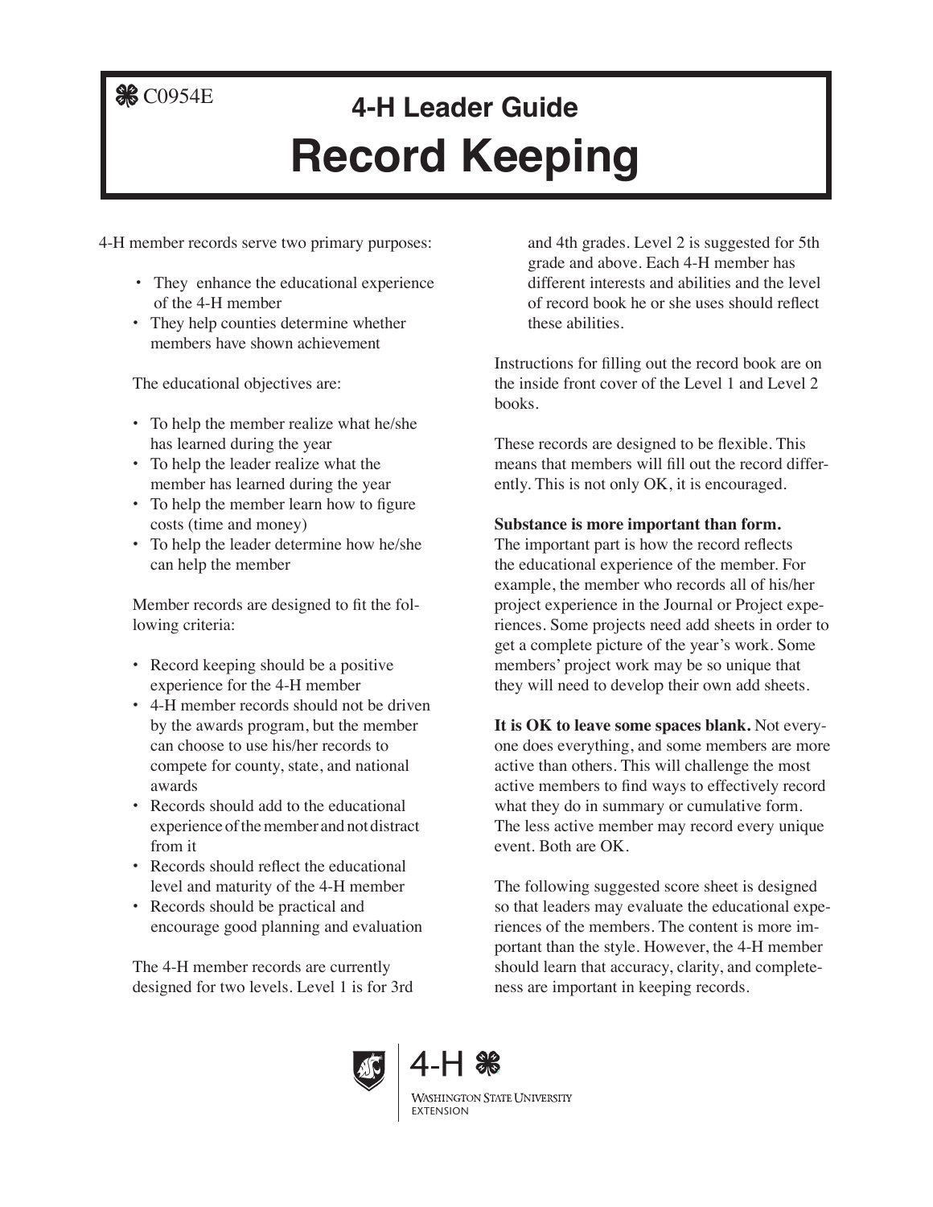C0954E

# 4-H Leader Guide

# Record Keeping

4-H member records serve two primary purposes:

- They enhance the educational experience of the 4-H member
- They help counties determine whether members have shown achievement

The educational objectives are:

- To help the member realize what he/she has learned during the year
- To help the leader realize what the member has learned during the year
- To help the member learn how to figure costs (time and money)
- To help the leader determine how he/she can help the member

Member records are designed to fit the following criteria:

- Record keeping should be a positive experience for the 4-H member
- 4-H member records should not be driven by the awards program, but the member can choose to use his/her records to compete for county, state, and national awards
- Records should add to the educational experience of the member and not distract from it
- Records should reflect the educational level and maturity of the 4-H member
- Records should be practical and encourage good planning and evaluation

The 4-H member records are currently designed for two levels. Level 1 is for 3rd and 4th grades. Level 2 is suggested for 5th grade and above. Each 4-H member has different interests and abilities and the level of record book he or she uses should reflect these abilities.

Instructions for filling out the record book are on the inside front cover of the Level 1 and Level 2 books.

These records are designed to be flexible. This means that members will fill out the record differently. This is not only OK, it is encouraged.

**Substance is more important than form.** The important part is how the record reflects the educational experience of the member. For example, the member who records all of his/her project experience in the Journal or Project experiences. Some projects need add sheets in order to get a complete picture of the year's work. Some members' project work may be so unique that they will need to develop their own add sheets.

**It is OK to leave some spaces blank.** Not everyone does everything, and some members are more active than others. This will challenge the most active members to find ways to effectively record what they do in summary or cumulative form. The less active member may record every unique event. Both are OK.

The following suggested score sheet is designed so that leaders may evaluate the educational experiences of the members. The content is more important than the style. However, the 4-H member should learn that accuracy, clarity, and completeness are important in keeping records.

4-H
Washington State University Extension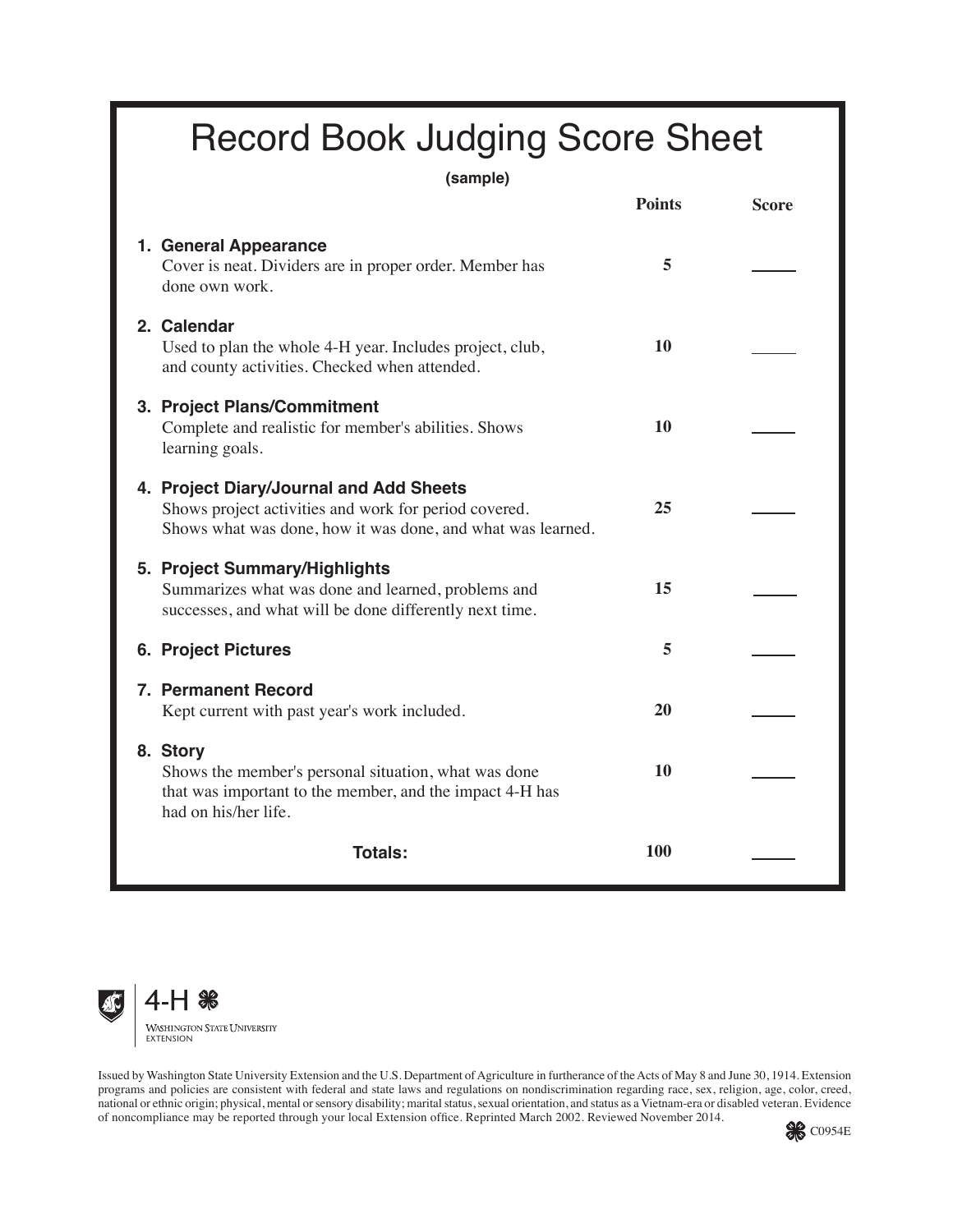# Record Book Judging Score Sheet

**(sample)**

| | Points | Score |
|---|---|---|
| **1. General Appearance**<br>Cover is neat. Dividers are in proper order. Member has done own work. | **5** | _____ |
| **2. Calendar**<br>Used to plan the whole 4-H year. Includes project, club, and county activities. Checked when attended. | **10** | _____ |
| **3. Project Plans/Commitment**<br>Complete and realistic for member's abilities. Shows learning goals. | **10** | _____ |
| **4. Project Diary/Journal and Add Sheets**<br>Shows project activities and work for period covered. Shows what was done, how it was done, and what was learned. | **25** | _____ |
| **5. Project Summary/Highlights**<br>Summarizes what was done and learned, problems and successes, and what will be done differently next time. | **15** | _____ |
| **6. Project Pictures** | **5** | _____ |
| **7. Permanent Record**<br>Kept current with past year's work included. | **20** | _____ |
| **8. Story**<br>Shows the member's personal situation, what was done that was important to the member, and the impact 4-H has had on his/her life. | **10** | _____ |
| **Totals:** | **100** | _____ |

4-H

Washington State University Extension

Issued by Washington State University Extension and the U.S. Department of Agriculture in furtherance of the Acts of May 8 and June 30, 1914. Extension programs and policies are consistent with federal and state laws and regulations on nondiscrimination regarding race, sex, religion, age, color, creed, national or ethnic origin; physical, mental or sensory disability; marital status, sexual orientation, and status as a Vietnam-era or disabled veteran. Evidence of noncompliance may be reported through your local Extension office. Reprinted March 2002. Reviewed November 2014.

C0954E